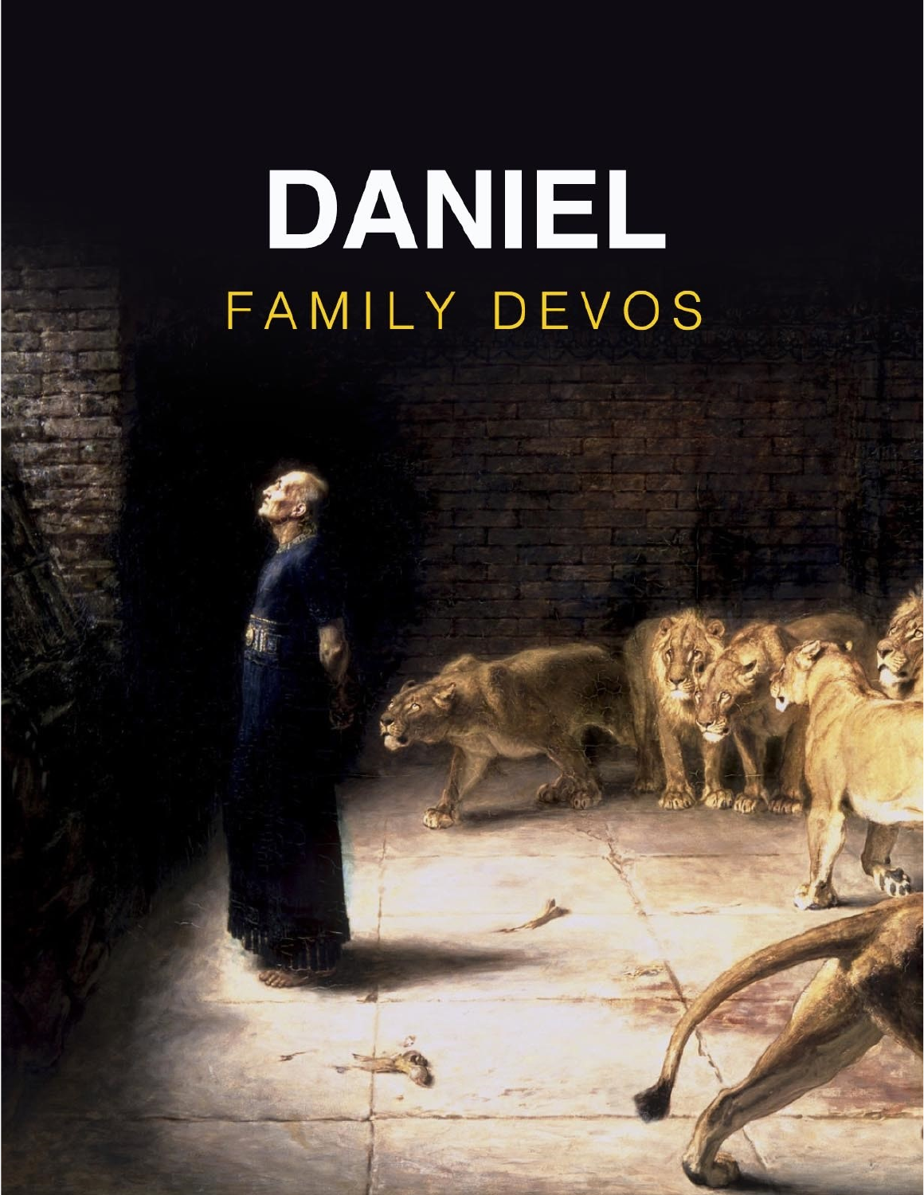# DANIEL

## FAMILY DEVOS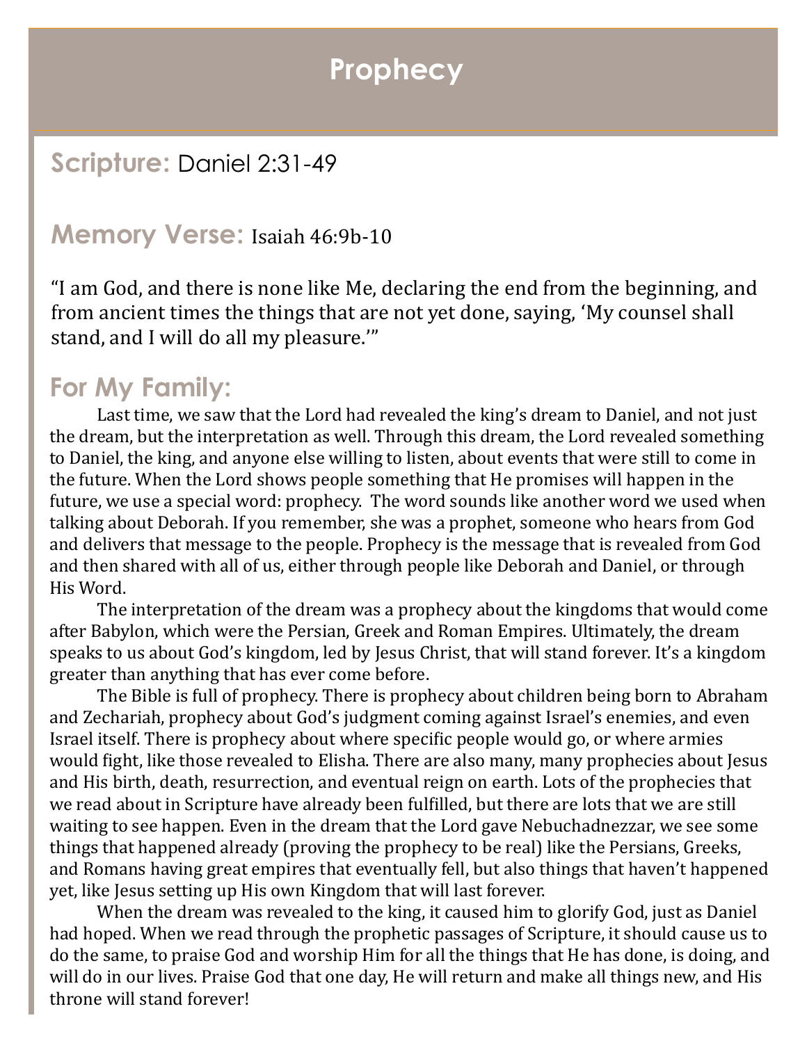# Prophecy

## Scripture: Daniel 2:31-49

## Memory Verse: Isaiah 46:9b-10

"I am God, and there is none like Me, declaring the end from the beginning, and from ancient times the things that are not yet done, saying, 'My counsel shall stand, and I will do all my pleasure.'"

## For My Family:

Last time, we saw that the Lord had revealed the king's dream to Daniel, and not just the dream, but the interpretation as well. Through this dream, the Lord revealed something to Daniel, the king, and anyone else willing to listen, about events that were still to come in the future. When the Lord shows people something that He promises will happen in the future, we use a special word: prophecy. The word sounds like another word we used when talking about Deborah. If you remember, she was a prophet, someone who hears from God and delivers that message to the people. Prophecy is the message that is revealed from God and then shared with all of us, either through people like Deborah and Daniel, or through His Word.

The interpretation of the dream was a prophecy about the kingdoms that would come after Babylon, which were the Persian, Greek and Roman Empires. Ultimately, the dream speaks to us about God's kingdom, led by Jesus Christ, that will stand forever. It's a kingdom greater than anything that has ever come before.

The Bible is full of prophecy. There is prophecy about children being born to Abraham and Zechariah, prophecy about God's judgment coming against Israel's enemies, and even Israel itself. There is prophecy about where specific people would go, or where armies would fight, like those revealed to Elisha. There are also many, many prophecies about Jesus and His birth, death, resurrection, and eventual reign on earth. Lots of the prophecies that we read about in Scripture have already been fulfilled, but there are lots that we are still waiting to see happen. Even in the dream that the Lord gave Nebuchadnezzar, we see some things that happened already (proving the prophecy to be real) like the Persians, Greeks, and Romans having great empires that eventually fell, but also things that haven't happened yet, like Jesus setting up His own Kingdom that will last forever.

When the dream was revealed to the king, it caused him to glorify God, just as Daniel had hoped. When we read through the prophetic passages of Scripture, it should cause us to do the same, to praise God and worship Him for all the things that He has done, is doing, and will do in our lives. Praise God that one day, He will return and make all things new, and His throne will stand forever!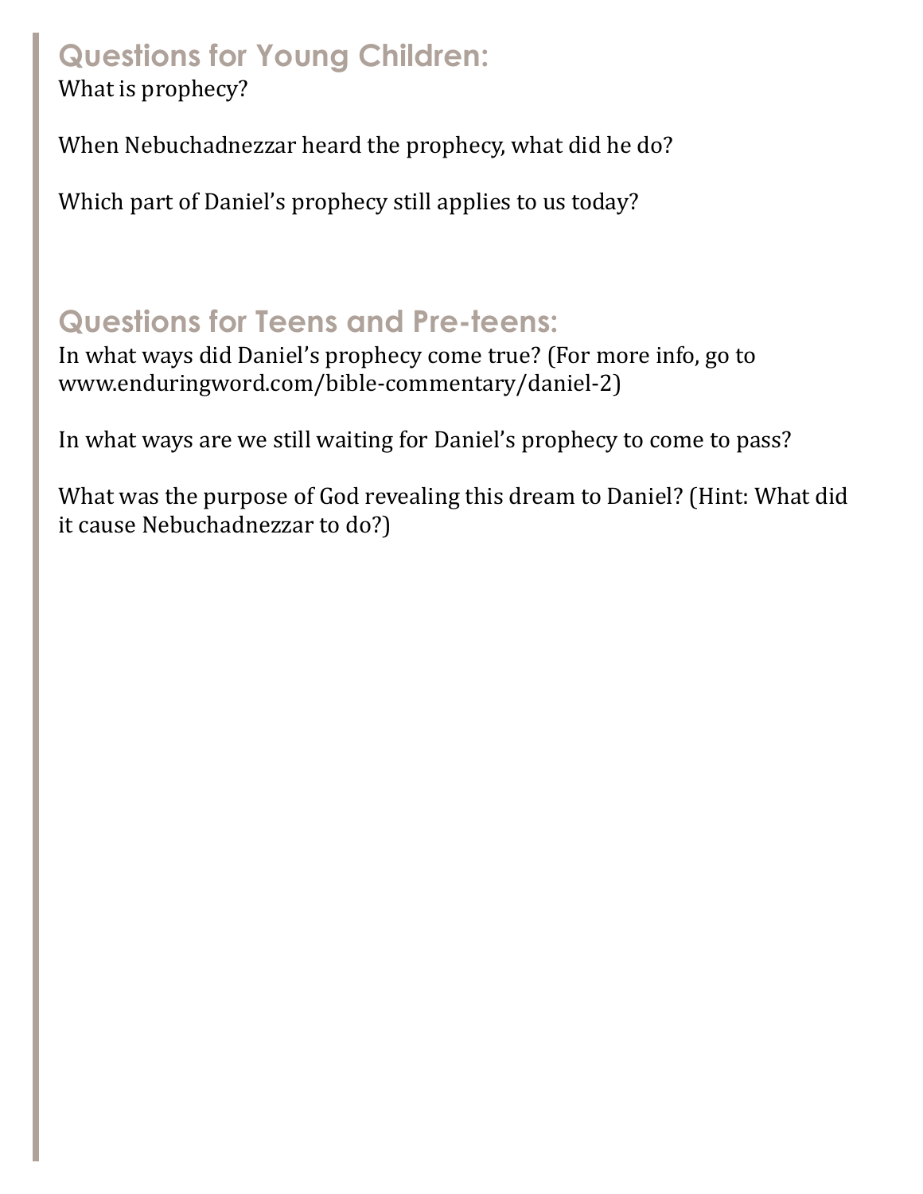## Questions for Young Children:

What is prophecy?

When Nebuchadnezzar heard the prophecy, what did he do?

Which part of Daniel's prophecy still applies to us today?

## Questions for Teens and Pre-teens:

In what ways did Daniel's prophecy come true? (For more info, go to www.enduringword.com/bible-commentary/daniel-2)

In what ways are we still waiting for Daniel's prophecy to come to pass?

What was the purpose of God revealing this dream to Daniel? (Hint: What did it cause Nebuchadnezzar to do?)